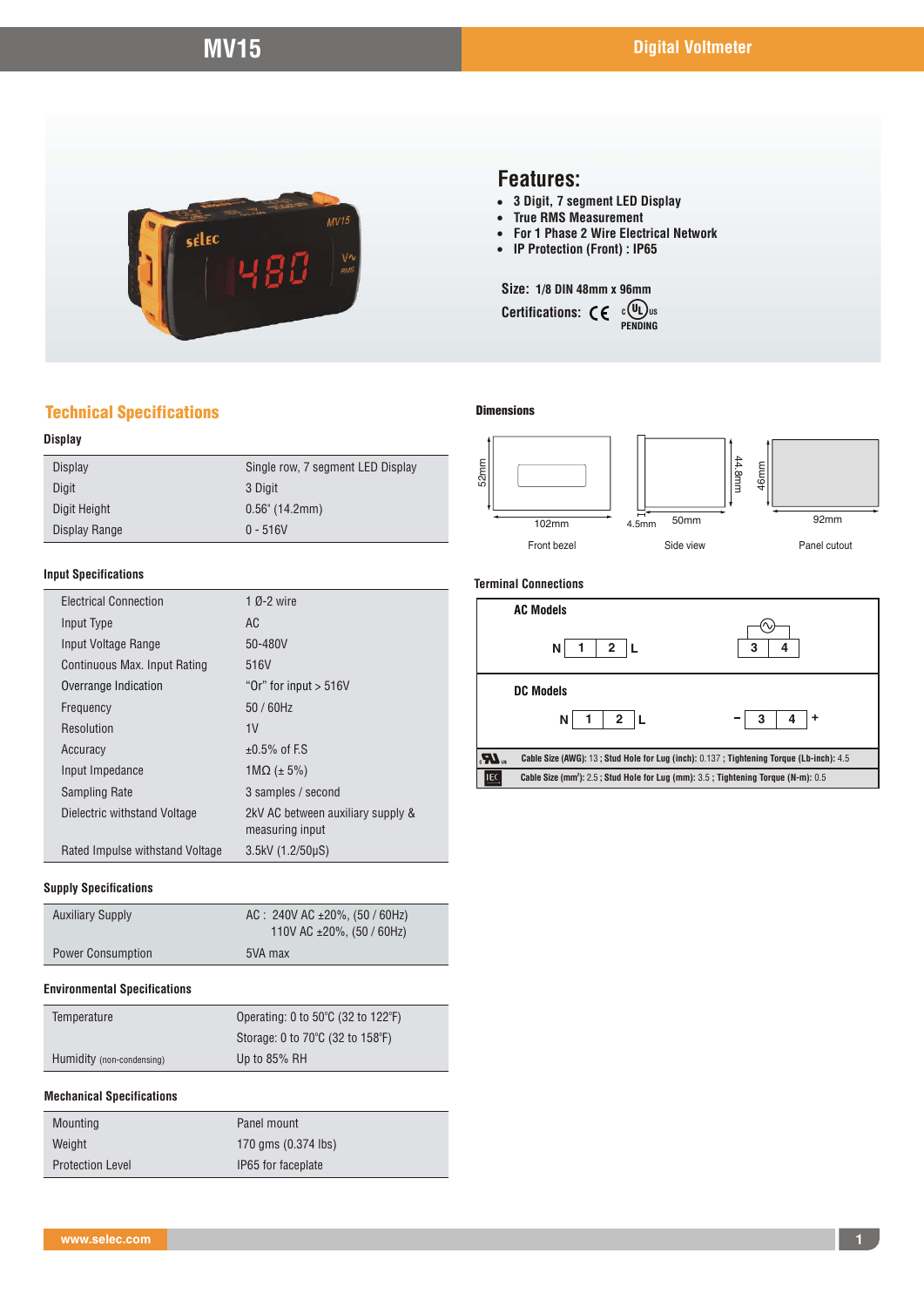# MV15

## Digital Voltmeter

### Features:

- 3 Digit, 7 segment LED Display
- True RMS Measurement
- For 1 Phase 2 Wire Electrical Network
- IP Protection (Front) : IP65

**Size:** 1/8 DIN 48mm x 96mm

**Certifications:** CE, cULus PENDING

## Technical Specifications

### Display

| | |
|---|---|
| Display | Single row, 7 segment LED Display |
| Digit | 3 Digit |
| Digit Height | 0.56" (14.2mm) |
| Display Range | 0 - 516V |

### Input Specifications

| | |
|---|---|
| Electrical Connection | 1 Ø-2 wire |
| Input Type | AC |
| Input Voltage Range | 50-480V |
| Continuous Max. Input Rating | 516V |
| Overrange Indication | "Or" for input > 516V |
| Frequency | 50 / 60Hz |
| Resolution | 1V |
| Accuracy | ±0.5% of F.S |
| Input Impedance | 1MΩ (± 5%) |
| Sampling Rate | 3 samples / second |
| Dielectric withstand Voltage | 2kV AC between auxiliary supply & measuring input |
| Rated Impulse withstand Voltage | 3.5kV (1.2/50µS) |

### Supply Specifications

| | |
|---|---|
| Auxiliary Supply | AC : 240V AC ±20%, (50 / 60Hz)<br>110V AC ±20%, (50 / 60Hz) |
| Power Consumption | 5VA max |

### Environmental Specifications

| | |
|---|---|
| Temperature | Operating: 0 to 50°C (32 to 122°F)<br>Storage: 0 to 70°C (32 to 158°F) |
| Humidity (non-condensing) | Up to 85% RH |

### Mechanical Specifications

| | |
|---|---|
| Mounting | Panel mount |
| Weight | 170 gms (0.374 lbs) |
| Protection Level | IP65 for faceplate |

### Dimensions

Front bezel: 102mm x 52mm

Side view: 4.5mm, 50mm, 44.8mm

Panel cutout: 92mm x 46mm

### Terminal Connections

**AC Models**

N [1] [2] L        [3] [4] (AC supply)

**DC Models**

N [1] [2] L        – [3] [4] +

UL: Cable Size (AWG): 13 ; Stud Hole for Lug (inch): 0.137 ; Tightening Torque (Lb-inch): 4.5

IEC: Cable Size (mm²): 2.5 ; Stud Hole for Lug (mm): 3.5 ; Tightening Torque (N-m): 0.5

www.selec.com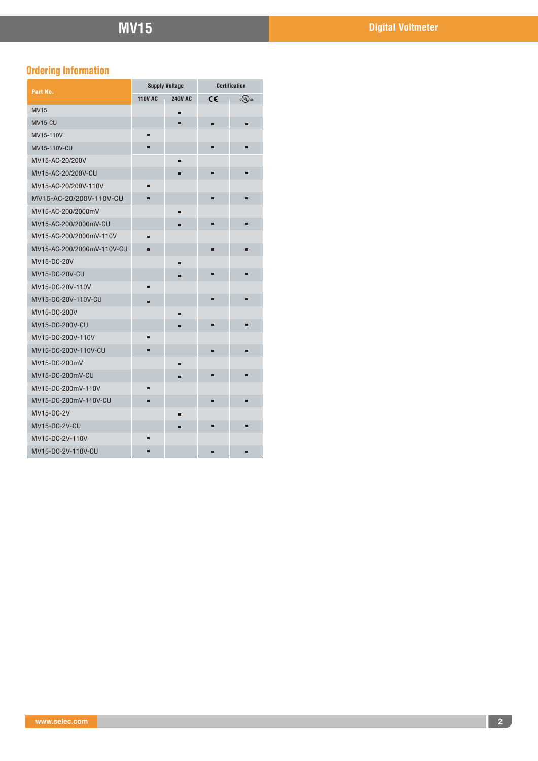## Ordering Information

| Part No. | Supply Voltage | | Certification | |
|---|---|---|---|---|
| | 110V AC | 240V AC | CE | cULus |
| MV15 | | ▪ | | |
| MV15-CU | | ▪ | ▪ | ▪ |
| MV15-110V | ▪ | | | |
| MV15-110V-CU | ▪ | | ▪ | ▪ |
| MV15-AC-20/200V | | ▪ | | |
| MV15-AC-20/200V-CU | | ▪ | ▪ | ▪ |
| MV15-AC-20/200V-110V | ▪ | | | |
| MV15-AC-20/200V-110V-CU | ▪ | | ▪ | ▪ |
| MV15-AC-200/2000mV | | ▪ | | |
| MV15-AC-200/2000mV-CU | | ▪ | ▪ | ▪ |
| MV15-AC-200/2000mV-110V | ▪ | | | |
| MV15-AC-200/2000mV-110V-CU | ▪ | | ▪ | ▪ |
| MV15-DC-20V | | ▪ | | |
| MV15-DC-20V-CU | | ▪ | ▪ | ▪ |
| MV15-DC-20V-110V | ▪ | | | |
| MV15-DC-20V-110V-CU | ▪ | | ▪ | ▪ |
| MV15-DC-200V | | ▪ | | |
| MV15-DC-200V-CU | | ▪ | ▪ | ▪ |
| MV15-DC-200V-110V | ▪ | | | |
| MV15-DC-200V-110V-CU | ▪ | | ▪ | ▪ |
| MV15-DC-200mV | | ▪ | | |
| MV15-DC-200mV-CU | | ▪ | ▪ | ▪ |
| MV15-DC-200mV-110V | ▪ | | | |
| MV15-DC-200mV-110V-CU | ▪ | | ▪ | ▪ |
| MV15-DC-2V | | ▪ | | |
| MV15-DC-2V-CU | | ▪ | ▪ | ▪ |
| MV15-DC-2V-110V | ▪ | | | |
| MV15-DC-2V-110V-CU | ▪ | | ▪ | ▪ |